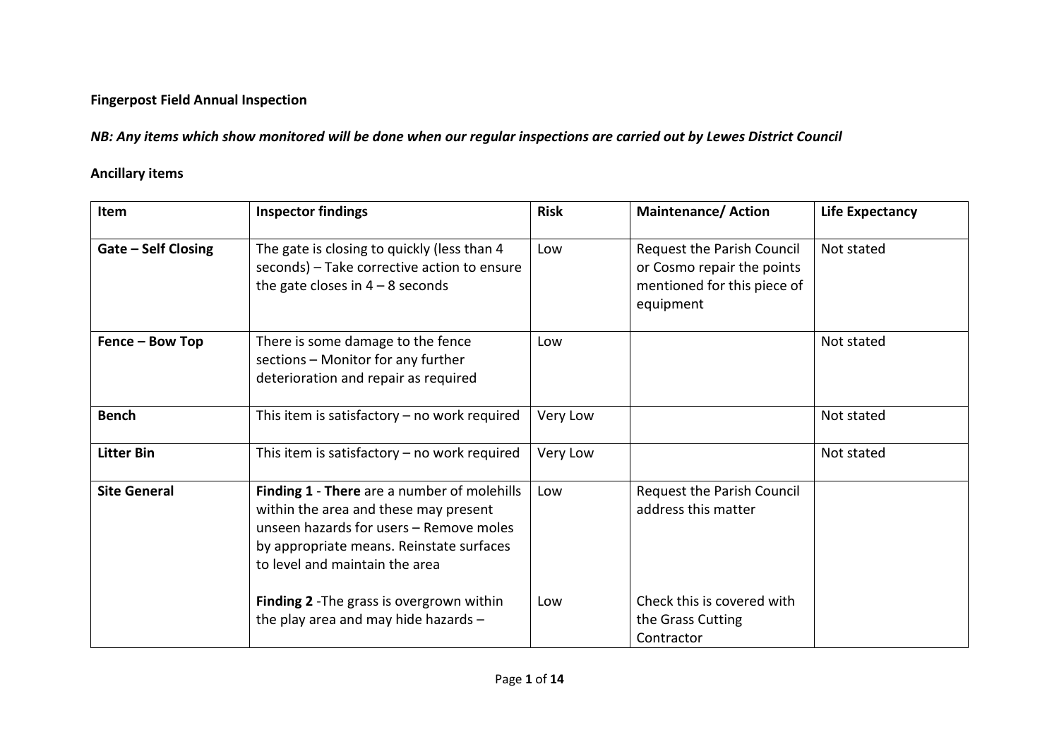**Fingerpost Field Annual Inspection**

***NB: Any items which show monitored will be done when our regular inspections are carried out by Lewes District Council***

**Ancillary items**

| Item | Inspector findings | Risk | Maintenance/ Action | Life Expectancy |
|---|---|---|---|---|
| **Gate – Self Closing** | The gate is closing to quickly (less than 4 seconds) – Take corrective action to ensure the gate closes in 4 – 8 seconds | Low | Request the Parish Council or Cosmo repair the points mentioned for this piece of equipment | Not stated |
| **Fence – Bow Top** | There is some damage to the fence sections – Monitor for any further deterioration and repair as required | Low | | Not stated |
| **Bench** | This item is satisfactory – no work required | Very Low | | Not stated |
| **Litter Bin** | This item is satisfactory – no work required | Very Low | | Not stated |
| **Site General** | **Finding 1** - **There** are a number of molehills within the area and these may present unseen hazards for users – Remove moles by appropriate means. Reinstate surfaces to level and maintain the area<br><br>**Finding 2** -The grass is overgrown within the play area and may hide hazards – | Low<br><br>Low | Request the Parish Council address this matter<br><br>Check this is covered with the Grass Cutting Contractor | |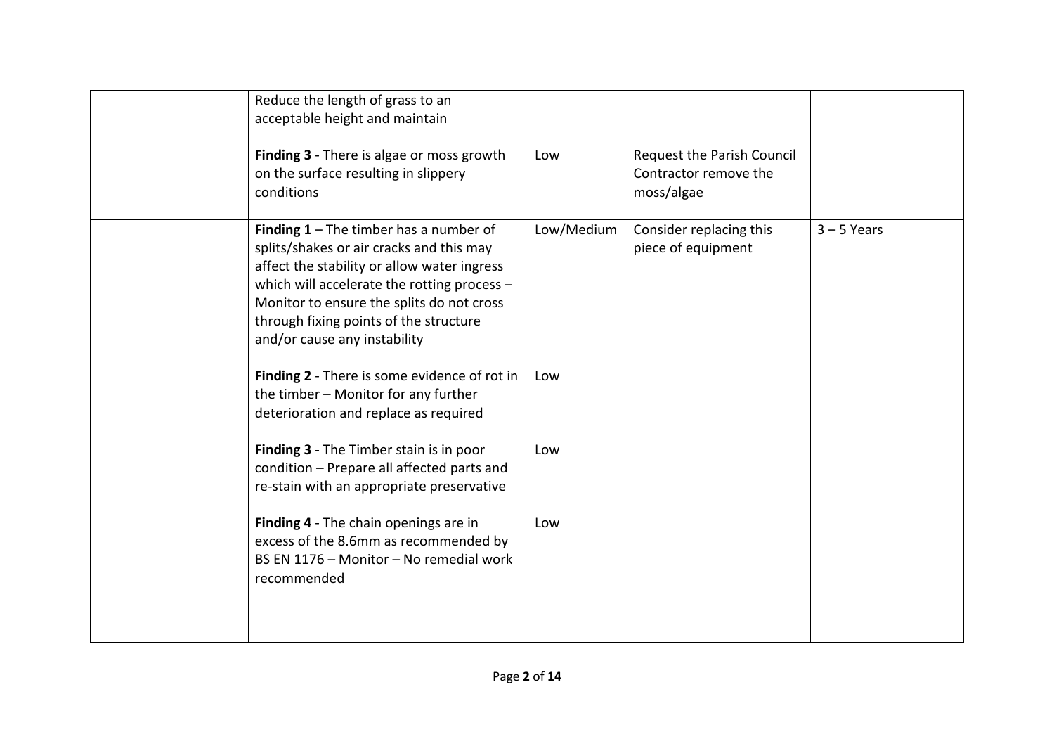| | | | | |
|---|---|---|---|---|
| | Reduce the length of grass to an acceptable height and maintain<br><br>**Finding 3** - There is algae or moss growth on the surface resulting in slippery conditions | <br><br>Low | <br><br>Request the Parish Council Contractor remove the moss/algae | |
| | **Finding 1** – The timber has a number of splits/shakes or air cracks and this may affect the stability or allow water ingress which will accelerate the rotting process – Monitor to ensure the splits do not cross through fixing points of the structure and/or cause any instability<br><br>**Finding 2** - There is some evidence of rot in the timber – Monitor for any further deterioration and replace as required<br><br>**Finding 3** - The Timber stain is in poor condition – Prepare all affected parts and re-stain with an appropriate preservative<br><br>**Finding 4** - The chain openings are in excess of the 8.6mm as recommended by BS EN 1176 – Monitor – No remedial work recommended | Low/Medium<br><br>Low<br><br>Low<br><br>Low | Consider replacing this piece of equipment | 3 – 5 Years |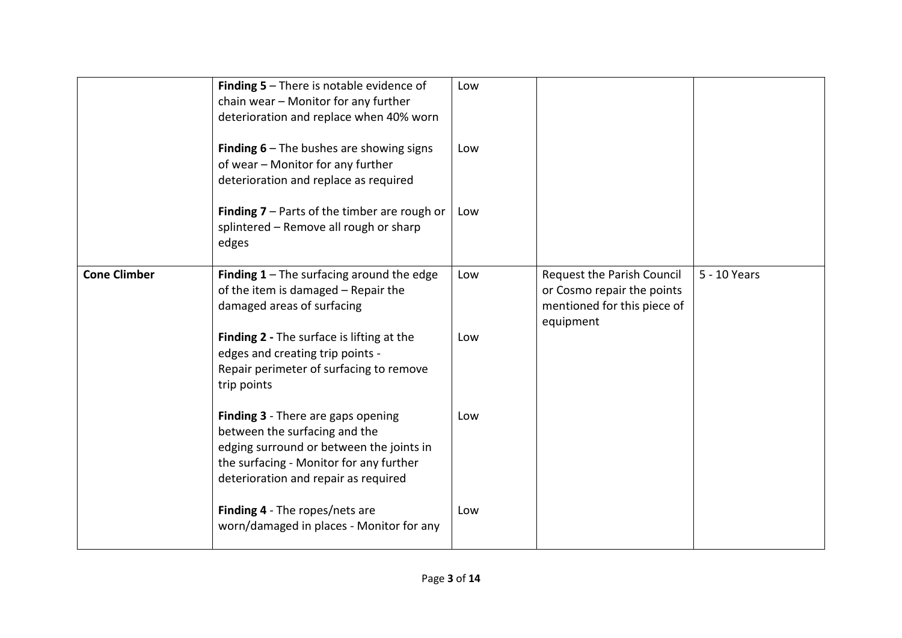| | | | | |
|---|---|---|---|---|
| | **Finding 5** – There is notable evidence of chain wear – Monitor for any further deterioration and replace when 40% worn<br><br>**Finding 6** – The bushes are showing signs of wear – Monitor for any further deterioration and replace as required<br><br>**Finding 7** – Parts of the timber are rough or splintered – Remove all rough or sharp edges | Low<br><br>Low<br><br>Low | | |
| **Cone Climber** | **Finding 1** – The surfacing around the edge of the item is damaged – Repair the damaged areas of surfacing<br><br>**Finding 2 -** The surface is lifting at the edges and creating trip points - Repair perimeter of surfacing to remove trip points<br><br>**Finding 3** - There are gaps opening between the surfacing and the edging surround or between the joints in the surfacing - Monitor for any further deterioration and repair as required<br><br>**Finding 4** - The ropes/nets are worn/damaged in places - Monitor for any | Low<br><br>Low<br><br>Low<br><br>Low | Request the Parish Council or Cosmo repair the points mentioned for this piece of equipment | 5 - 10 Years |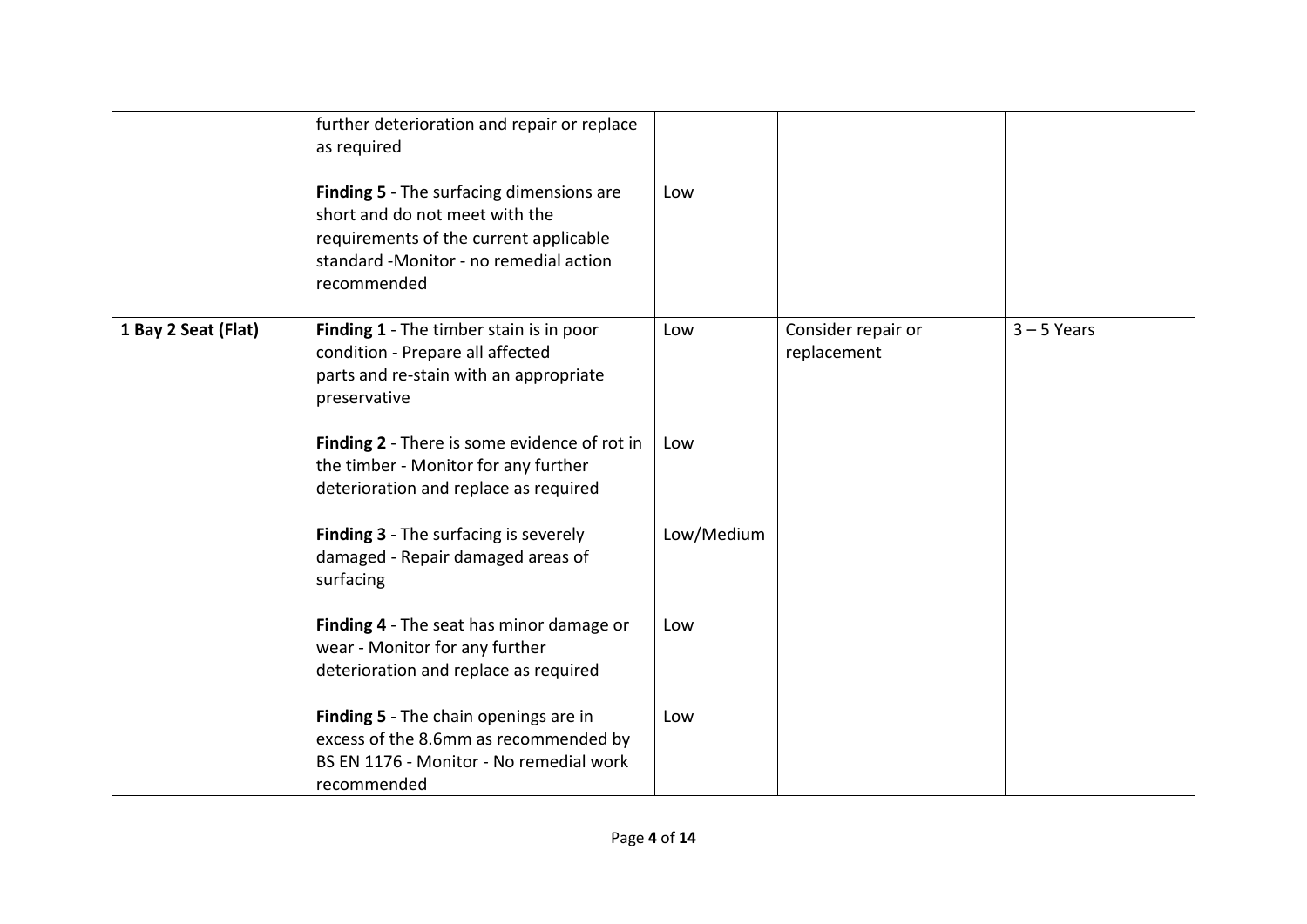| | | | | |
|---|---|---|---|---|
| | further deterioration and repair or replace as required<br><br>**Finding 5** - The surfacing dimensions are short and do not meet with the requirements of the current applicable standard -Monitor - no remedial action recommended | <br><br><br>Low | | |
| **1 Bay 2 Seat (Flat)** | **Finding 1** - The timber stain is in poor condition - Prepare all affected parts and re-stain with an appropriate preservative<br><br>**Finding 2** - There is some evidence of rot in the timber - Monitor for any further deterioration and replace as required<br><br>**Finding 3** - The surfacing is severely damaged - Repair damaged areas of surfacing<br><br>**Finding 4** - The seat has minor damage or wear - Monitor for any further deterioration and replace as required<br><br>**Finding 5** - The chain openings are in excess of the 8.6mm as recommended by BS EN 1176 - Monitor - No remedial work recommended | Low<br><br><br><br><br>Low<br><br><br><br>Low/Medium<br><br><br><br>Low<br><br><br><br>Low | Consider repair or replacement | 3 – 5 Years |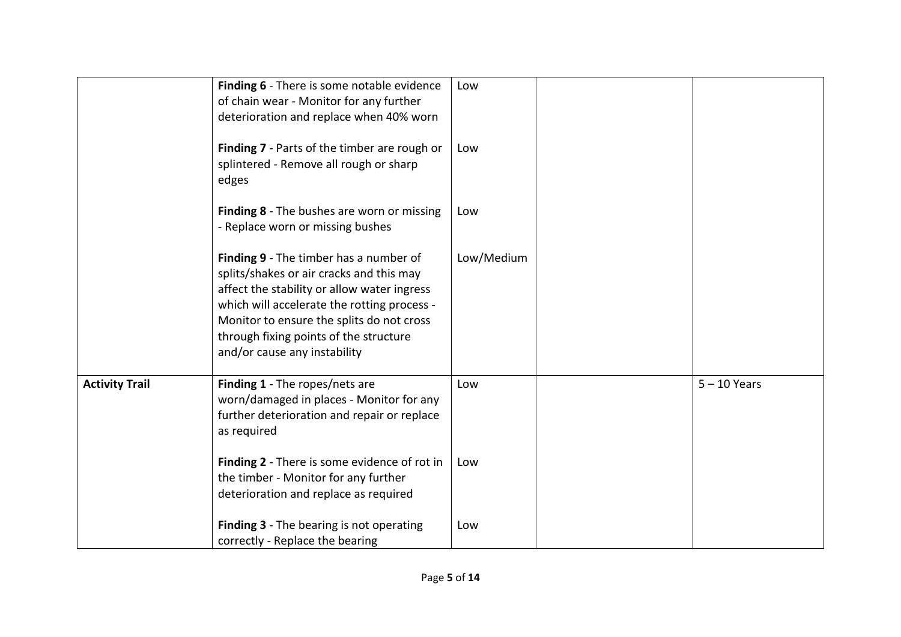| | | | | |
|---|---|---|---|---|
| | **Finding 6** - There is some notable evidence of chain wear - Monitor for any further deterioration and replace when 40% worn | Low | | |
| | **Finding 7** - Parts of the timber are rough or splintered - Remove all rough or sharp edges | Low | | |
| | **Finding 8** - The bushes are worn or missing - Replace worn or missing bushes | Low | | |
| | **Finding 9** - The timber has a number of splits/shakes or air cracks and this may affect the stability or allow water ingress which will accelerate the rotting process - Monitor to ensure the splits do not cross through fixing points of the structure and/or cause any instability | Low/Medium | | |
| **Activity Trail** | **Finding 1** - The ropes/nets are worn/damaged in places - Monitor for any further deterioration and repair or replace as required | Low | | 5 – 10 Years |
| | **Finding 2** - There is some evidence of rot in the timber - Monitor for any further deterioration and replace as required | Low | | |
| | **Finding 3** - The bearing is not operating correctly - Replace the bearing | Low | | |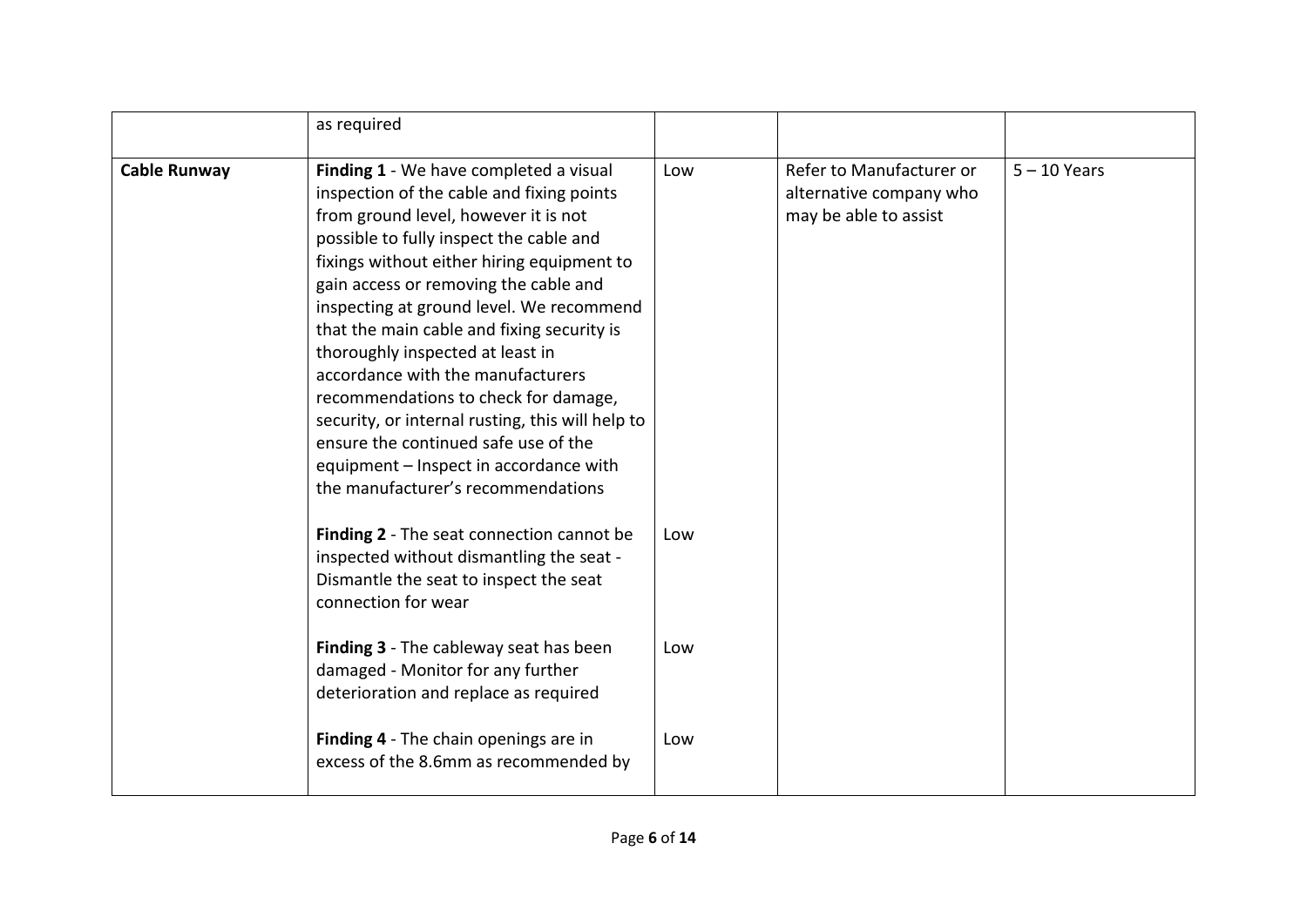| | | | | |
|---|---|---|---|---|
| | as required | | | |
| **Cable Runway** | **Finding 1** - We have completed a visual inspection of the cable and fixing points from ground level, however it is not possible to fully inspect the cable and fixings without either hiring equipment to gain access or removing the cable and inspecting at ground level. We recommend that the main cable and fixing security is thoroughly inspected at least in accordance with the manufacturers recommendations to check for damage, security, or internal rusting, this will help to ensure the continued safe use of the equipment – Inspect in accordance with the manufacturer's recommendations<br><br>**Finding 2** - The seat connection cannot be inspected without dismantling the seat - Dismantle the seat to inspect the seat connection for wear<br><br>**Finding 3** - The cableway seat has been damaged - Monitor for any further deterioration and replace as required<br><br>**Finding 4** - The chain openings are in excess of the 8.6mm as recommended by | Low<br><br>Low<br><br>Low<br><br>Low | Refer to Manufacturer or alternative company who may be able to assist | 5 – 10 Years |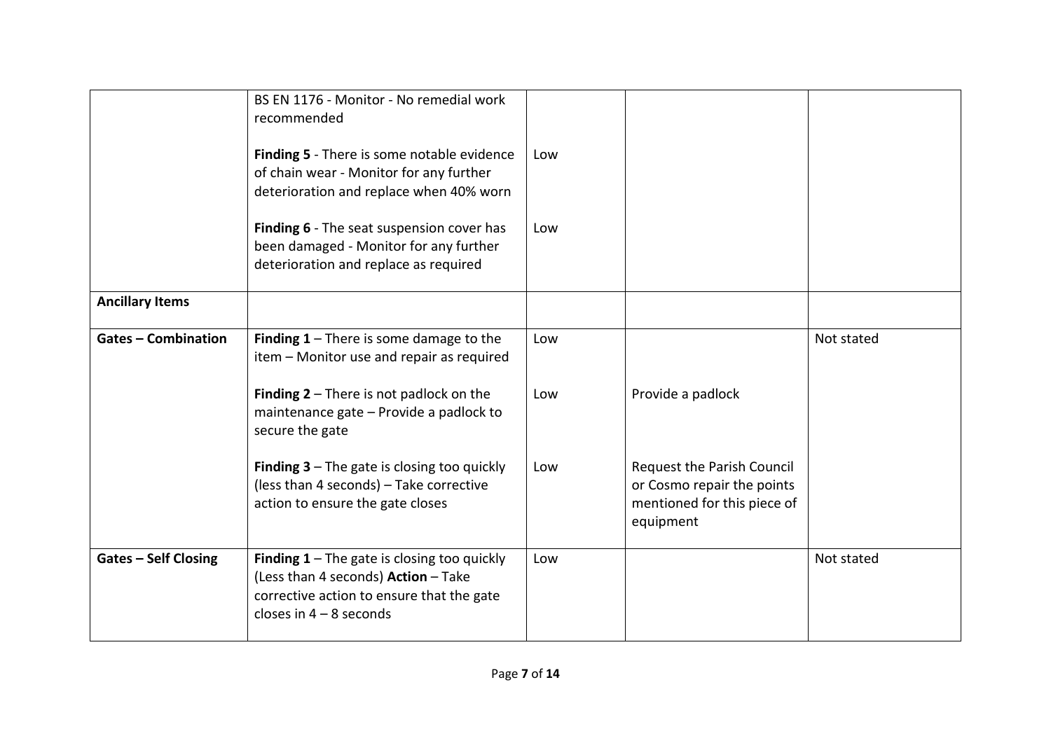| | | | | |
|---|---|---|---|---|
| | BS EN 1176 - Monitor - No remedial work recommended<br><br>**Finding 5** - There is some notable evidence of chain wear - Monitor for any further deterioration and replace when 40% worn<br><br>**Finding 6** - The seat suspension cover has been damaged - Monitor for any further deterioration and replace as required | <br><br>Low<br><br>Low | | |
| **Ancillary Items** | | | | |
| **Gates – Combination** | **Finding 1** – There is some damage to the item – Monitor use and repair as required<br><br>**Finding 2** – There is not padlock on the maintenance gate – Provide a padlock to secure the gate<br><br>**Finding 3** – The gate is closing too quickly (less than 4 seconds) – Take corrective action to ensure the gate closes | Low<br><br>Low<br><br>Low | <br><br>Provide a padlock<br><br>Request the Parish Council or Cosmo repair the points mentioned for this piece of equipment | Not stated |
| **Gates – Self Closing** | **Finding 1** – The gate is closing too quickly (Less than 4 seconds) **Action** – Take corrective action to ensure that the gate closes in 4 – 8 seconds | Low | | Not stated |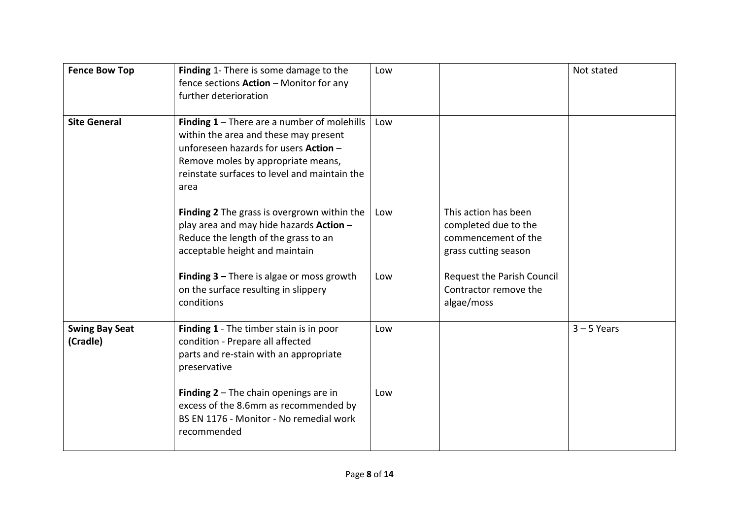| | | | | |
|---|---|---|---|---|
| **Fence Bow Top** | **Finding** 1- There is some damage to the fence sections **Action** – Monitor for any further deterioration | Low | | Not stated |
| **Site General** | **Finding 1** – There are a number of molehills within the area and these may present unforeseen hazards for users **Action** – Remove moles by appropriate means, reinstate surfaces to level and maintain the area | Low | | |
| | **Finding 2** The grass is overgrown within the play area and may hide hazards **Action –** Reduce the length of the grass to an acceptable height and maintain | Low | This action has been completed due to the commencement of the grass cutting season | |
| | **Finding 3 –** There is algae or moss growth on the surface resulting in slippery conditions | Low | Request the Parish Council Contractor remove the algae/moss | |
| **Swing Bay Seat (Cradle)** | **Finding 1** - The timber stain is in poor condition - Prepare all affected parts and re-stain with an appropriate preservative | Low | | 3 – 5 Years |
| | **Finding 2** – The chain openings are in excess of the 8.6mm as recommended by BS EN 1176 - Monitor - No remedial work recommended | Low | | |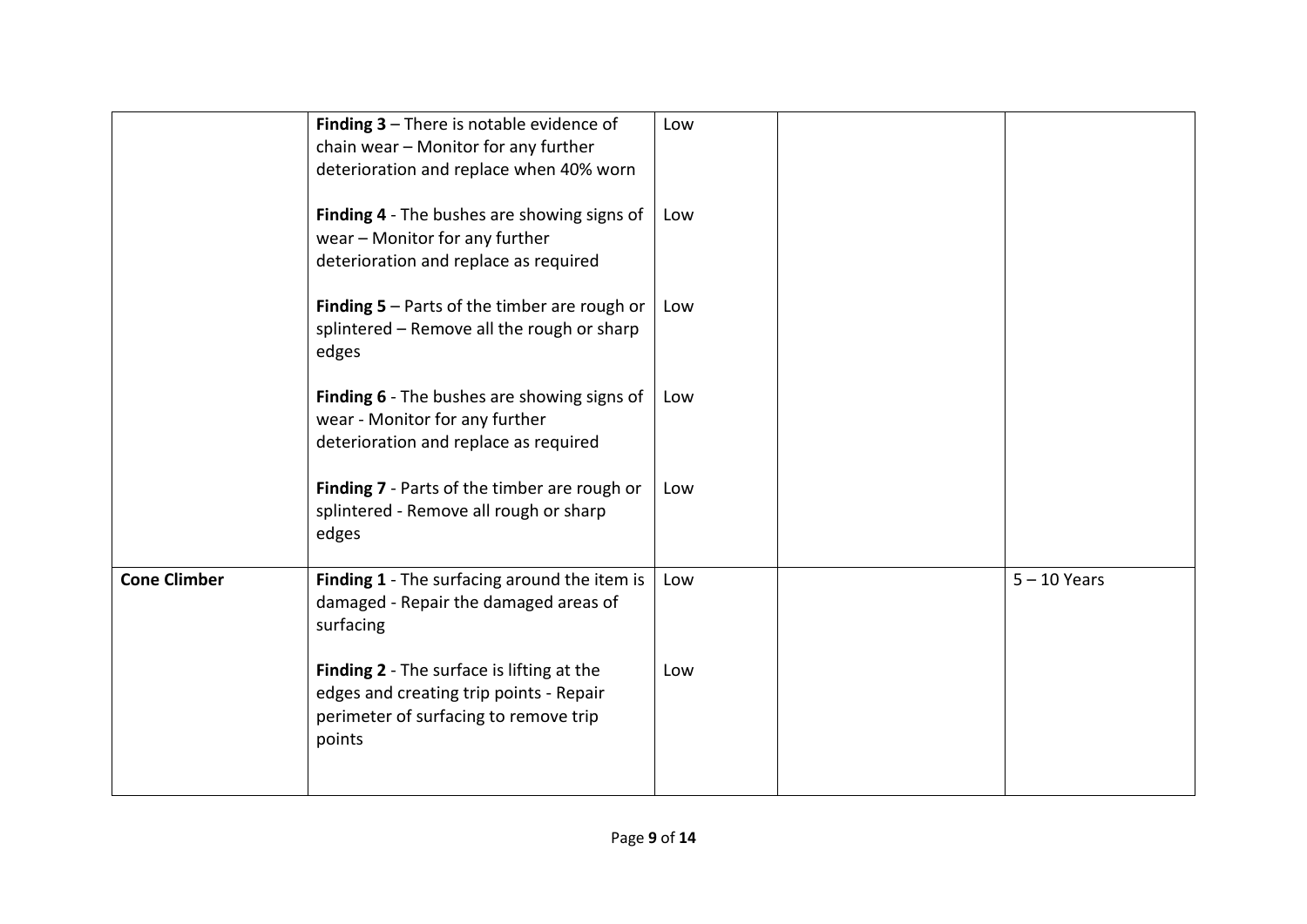| | | | | |
|---|---|---|---|---|
| | **Finding 3** – There is notable evidence of chain wear – Monitor for any further deterioration and replace when 40% worn | Low | | |
| | **Finding 4** - The bushes are showing signs of wear – Monitor for any further deterioration and replace as required | Low | | |
| | **Finding 5** – Parts of the timber are rough or splintered – Remove all the rough or sharp edges | Low | | |
| | **Finding 6** - The bushes are showing signs of wear - Monitor for any further deterioration and replace as required | Low | | |
| | **Finding 7** - Parts of the timber are rough or splintered - Remove all rough or sharp edges | Low | | |
| **Cone Climber** | **Finding 1** - The surfacing around the item is damaged - Repair the damaged areas of surfacing | Low | | 5 – 10 Years |
| | **Finding 2** - The surface is lifting at the edges and creating trip points - Repair perimeter of surfacing to remove trip points | Low | | |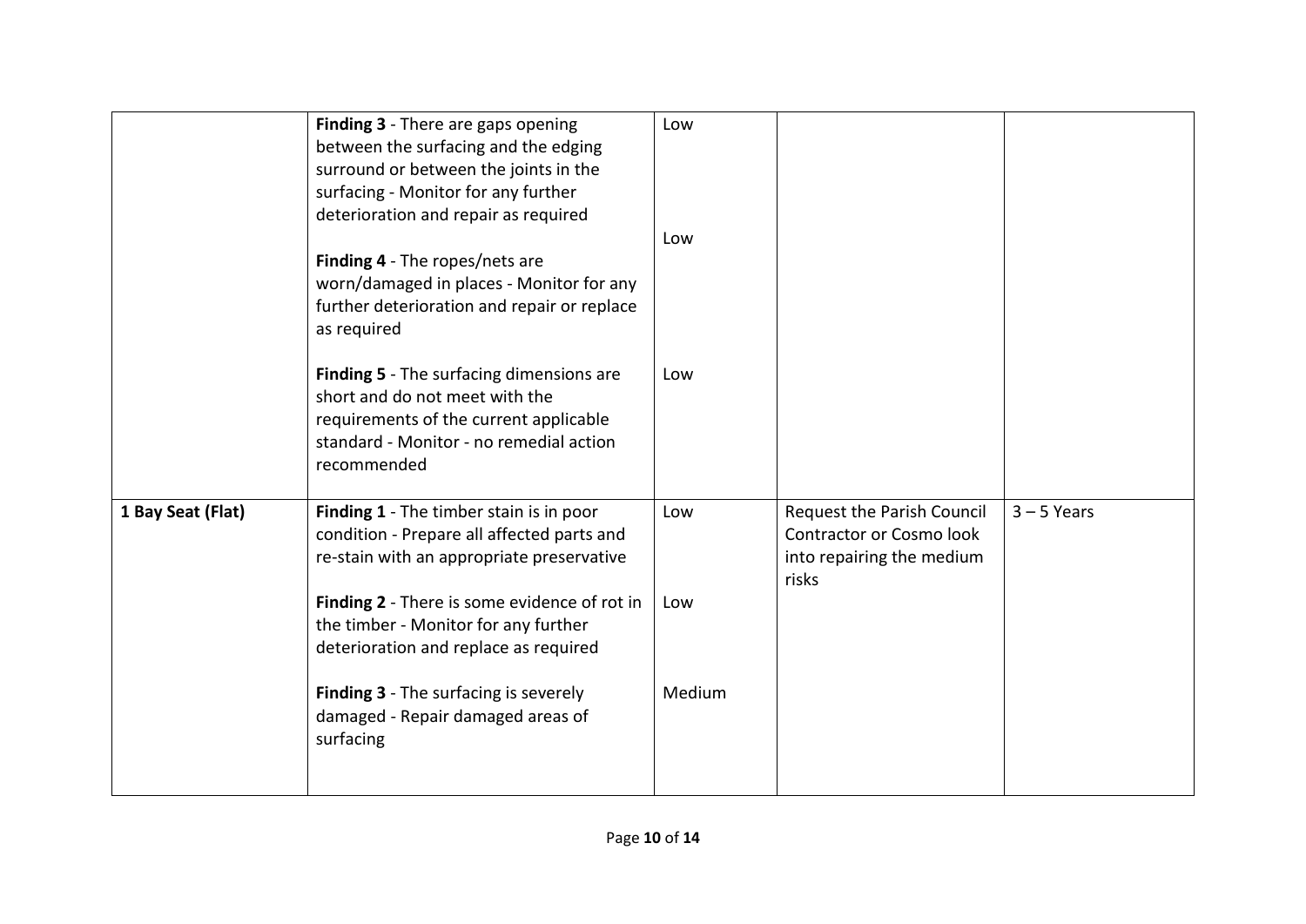| | | | | |
|---|---|---|---|---|
| | **Finding 3** - There are gaps opening between the surfacing and the edging surround or between the joints in the surfacing - Monitor for any further deterioration and repair as required<br><br>**Finding 4** - The ropes/nets are worn/damaged in places - Monitor for any further deterioration and repair or replace as required<br><br>**Finding 5** - The surfacing dimensions are short and do not meet with the requirements of the current applicable standard - Monitor - no remedial action recommended | Low<br><br>Low<br><br>Low | | |
| **1 Bay Seat (Flat)** | **Finding 1** - The timber stain is in poor condition - Prepare all affected parts and re-stain with an appropriate preservative<br><br>**Finding 2** - There is some evidence of rot in the timber - Monitor for any further deterioration and replace as required<br><br>**Finding 3** - The surfacing is severely damaged - Repair damaged areas of surfacing | Low<br><br>Low<br><br>Medium | Request the Parish Council Contractor or Cosmo look into repairing the medium risks | 3 – 5 Years |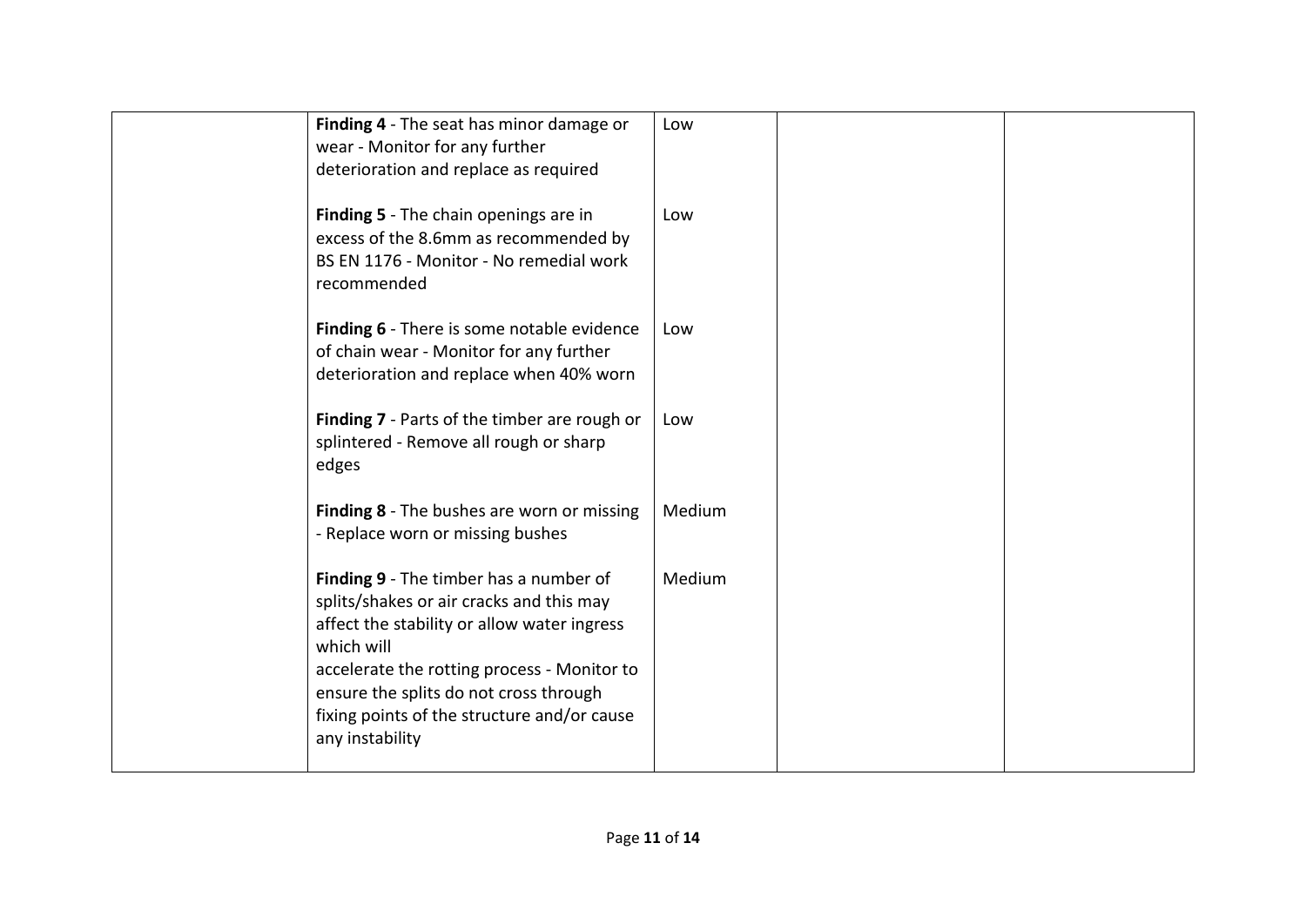| | | | | |
|---|---|---|---|---|
| | **Finding 4** - The seat has minor damage or wear - Monitor for any further deterioration and replace as required | Low | | |
| | **Finding 5** - The chain openings are in excess of the 8.6mm as recommended by BS EN 1176 - Monitor - No remedial work recommended | Low | | |
| | **Finding 6** - There is some notable evidence of chain wear - Monitor for any further deterioration and replace when 40% worn | Low | | |
| | **Finding 7** - Parts of the timber are rough or splintered - Remove all rough or sharp edges | Low | | |
| | **Finding 8** - The bushes are worn or missing - Replace worn or missing bushes | Medium | | |
| | **Finding 9** - The timber has a number of splits/shakes or air cracks and this may affect the stability or allow water ingress which will accelerate the rotting process - Monitor to ensure the splits do not cross through fixing points of the structure and/or cause any instability | Medium | | |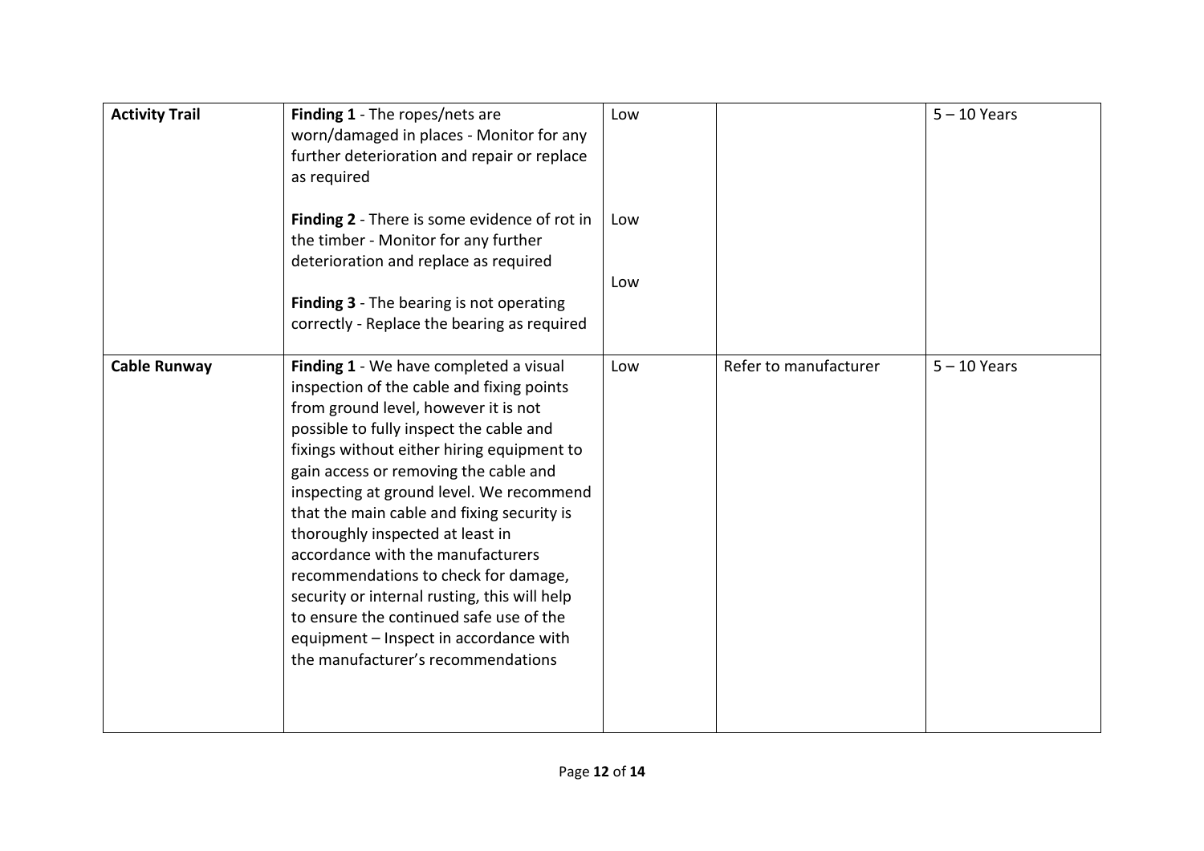| | | | | |
|---|---|---|---|---|
| **Activity Trail** | **Finding 1** - The ropes/nets are worn/damaged in places - Monitor for any further deterioration and repair or replace as required<br><br>**Finding 2** - There is some evidence of rot in the timber - Monitor for any further deterioration and replace as required<br><br>**Finding 3** - The bearing is not operating correctly - Replace the bearing as required | Low<br><br>Low<br><br>Low | | 5 – 10 Years |
| **Cable Runway** | **Finding 1** - We have completed a visual inspection of the cable and fixing points from ground level, however it is not possible to fully inspect the cable and fixings without either hiring equipment to gain access or removing the cable and inspecting at ground level. We recommend that the main cable and fixing security is thoroughly inspected at least in accordance with the manufacturers recommendations to check for damage, security or internal rusting, this will help to ensure the continued safe use of the equipment – Inspect in accordance with the manufacturer's recommendations | Low | Refer to manufacturer | 5 – 10 Years |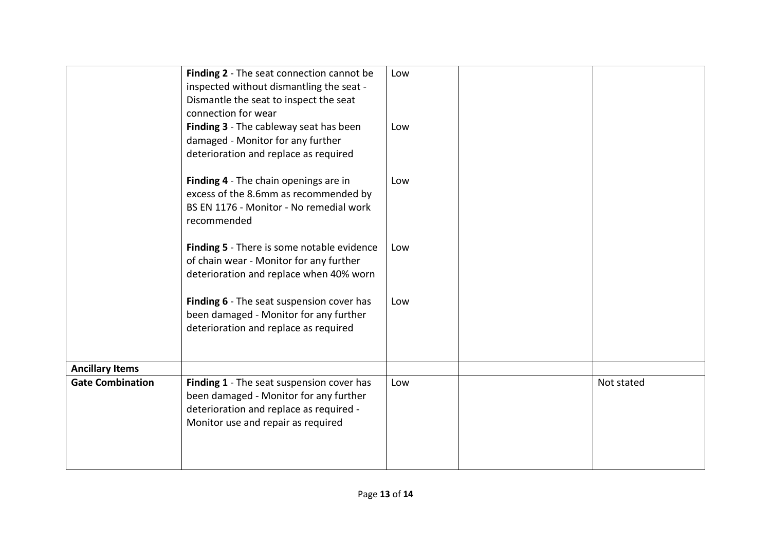| | | | | |
|---|---|---|---|---|
| | **Finding 2** - The seat connection cannot be inspected without dismantling the seat - Dismantle the seat to inspect the seat connection for wear<br>**Finding 3** - The cableway seat has been damaged - Monitor for any further deterioration and replace as required<br><br>**Finding 4** - The chain openings are in excess of the 8.6mm as recommended by BS EN 1176 - Monitor - No remedial work recommended<br><br>**Finding 5** - There is some notable evidence of chain wear - Monitor for any further deterioration and replace when 40% worn<br><br>**Finding 6** - The seat suspension cover has been damaged - Monitor for any further deterioration and replace as required | Low<br><br><br><br>Low<br><br><br><br>Low<br><br><br><br><br>Low<br><br><br><br>Low | | |
| **Ancillary Items** | | | | |
| **Gate Combination** | **Finding 1** - The seat suspension cover has been damaged - Monitor for any further deterioration and replace as required - Monitor use and repair as required | Low | | Not stated |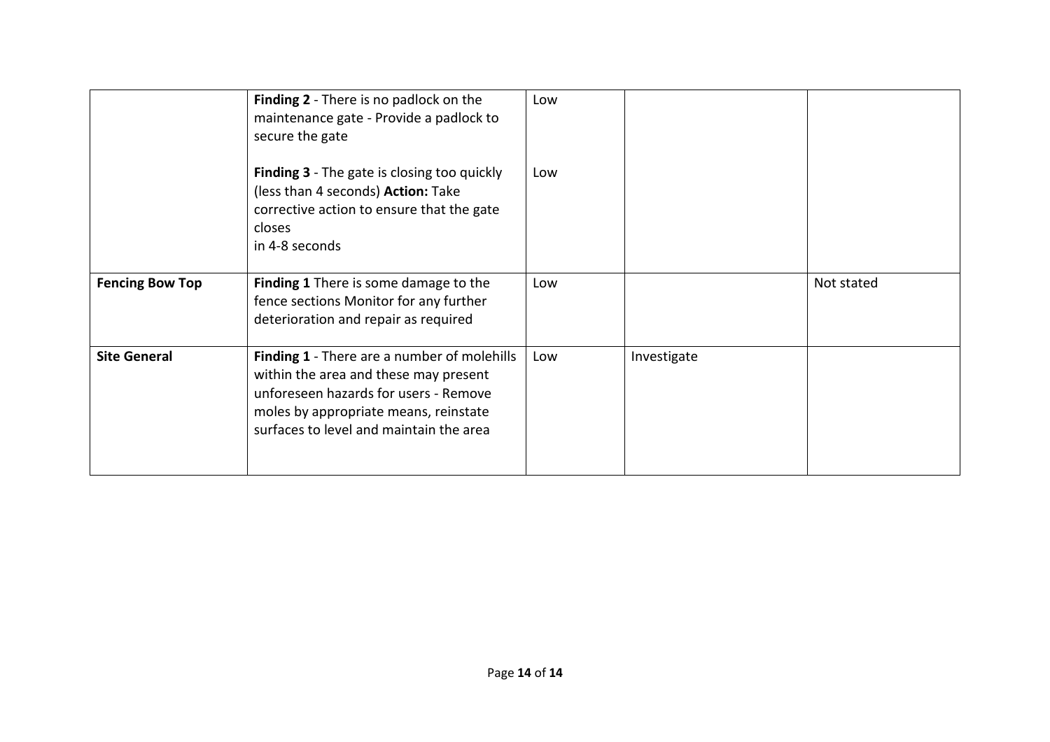| | | | | |
|---|---|---|---|---|
| | **Finding 2** - There is no padlock on the maintenance gate - Provide a padlock to secure the gate<br><br>**Finding 3** - The gate is closing too quickly (less than 4 seconds) **Action:** Take corrective action to ensure that the gate closes in 4-8 seconds | Low<br><br>Low | | |
| **Fencing Bow Top** | **Finding 1** There is some damage to the fence sections Monitor for any further deterioration and repair as required | Low | | Not stated |
| **Site General** | **Finding 1** - There are a number of molehills within the area and these may present unforeseen hazards for users - Remove moles by appropriate means, reinstate surfaces to level and maintain the area | Low | Investigate | |